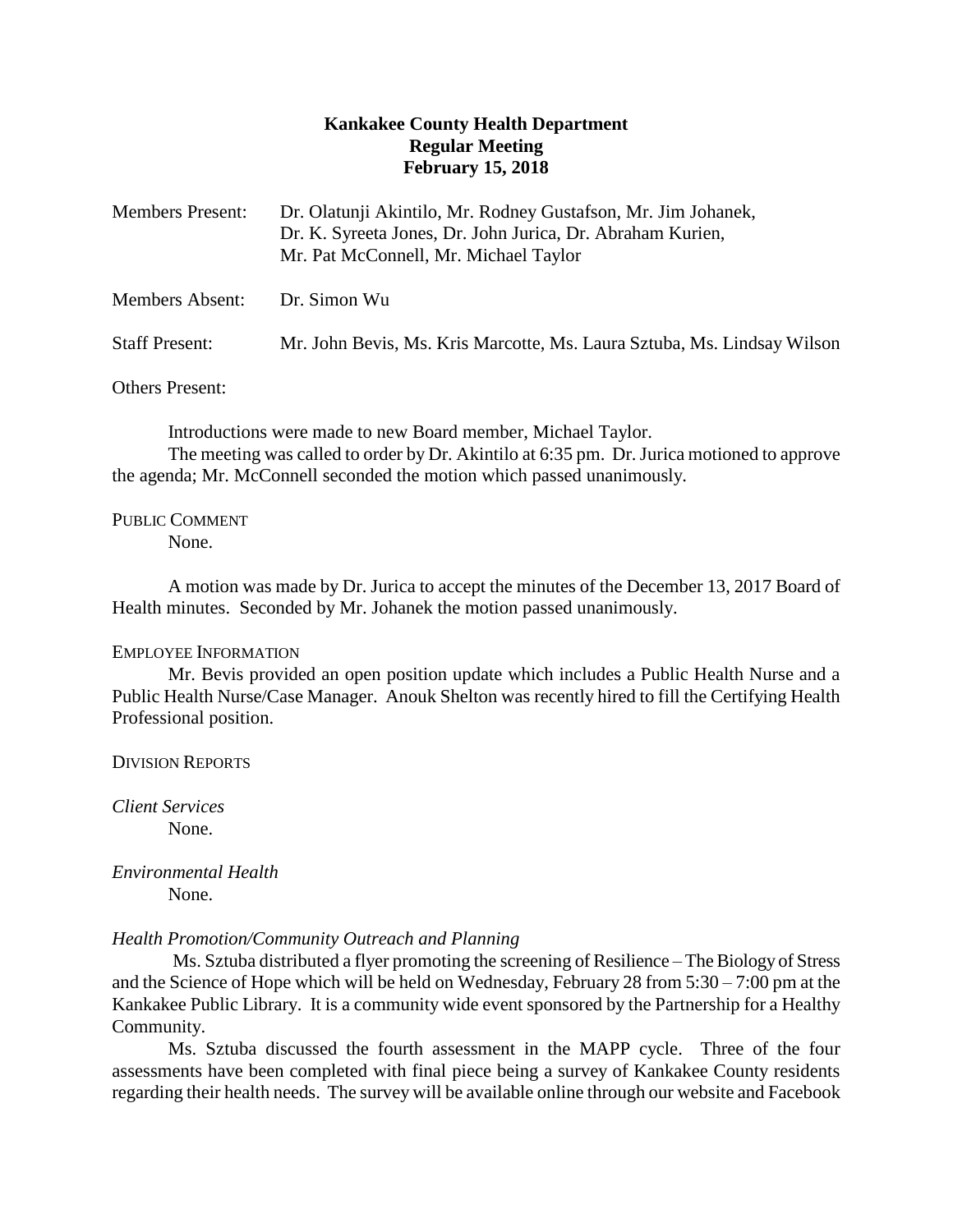# Kankakee County Health Department
## Regular Meeting
## February 15, 2018

Members Present: Dr. Olatunji Akintilo, Mr. Rodney Gustafson, Mr. Jim Johanek, Dr. K. Syreeta Jones, Dr. John Jurica, Dr. Abraham Kurien, Mr. Pat McConnell, Mr. Michael Taylor

Members Absent: Dr. Simon Wu

Staff Present: Mr. John Bevis, Ms. Kris Marcotte, Ms. Laura Sztuba, Ms. Lindsay Wilson

Others Present:

Introductions were made to new Board member, Michael Taylor.

The meeting was called to order by Dr. Akintilo at 6:35 pm. Dr. Jurica motioned to approve the agenda; Mr. McConnell seconded the motion which passed unanimously.

PUBLIC COMMENT

None.

A motion was made by Dr. Jurica to accept the minutes of the December 13, 2017 Board of Health minutes. Seconded by Mr. Johanek the motion passed unanimously.

EMPLOYEE INFORMATION

Mr. Bevis provided an open position update which includes a Public Health Nurse and a Public Health Nurse/Case Manager. Anouk Shelton was recently hired to fill the Certifying Health Professional position.

DIVISION REPORTS

*Client Services*

None.

*Environmental Health*

None.

*Health Promotion/Community Outreach and Planning*

Ms. Sztuba distributed a flyer promoting the screening of Resilience – The Biology of Stress and the Science of Hope which will be held on Wednesday, February 28 from 5:30 – 7:00 pm at the Kankakee Public Library. It is a community wide event sponsored by the Partnership for a Healthy Community.

Ms. Sztuba discussed the fourth assessment in the MAPP cycle. Three of the four assessments have been completed with final piece being a survey of Kankakee County residents regarding their health needs. The survey will be available online through our website and Facebook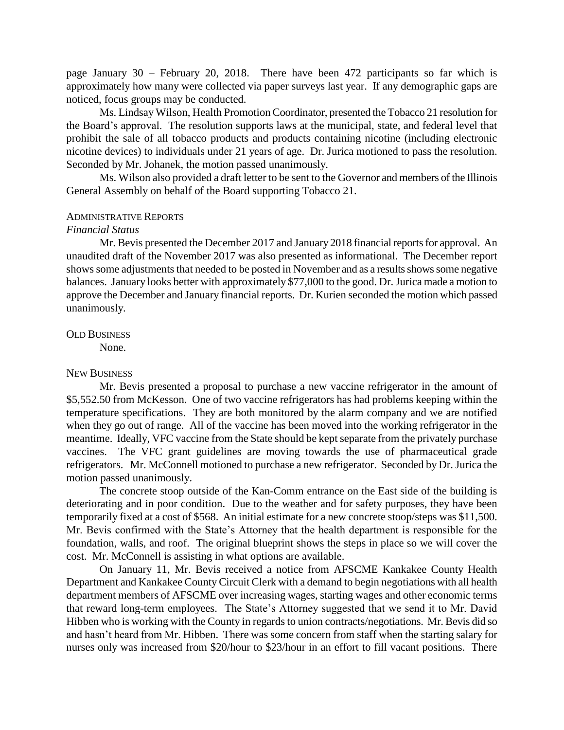page January 30 – February 20, 2018. There have been 472 participants so far which is approximately how many were collected via paper surveys last year. If any demographic gaps are noticed, focus groups may be conducted.

Ms. Lindsay Wilson, Health Promotion Coordinator, presented the Tobacco 21 resolution for the Board's approval. The resolution supports laws at the municipal, state, and federal level that prohibit the sale of all tobacco products and products containing nicotine (including electronic nicotine devices) to individuals under 21 years of age. Dr. Jurica motioned to pass the resolution. Seconded by Mr. Johanek, the motion passed unanimously.

Ms. Wilson also provided a draft letter to be sent to the Governor and members of the Illinois General Assembly on behalf of the Board supporting Tobacco 21.

## Administrative Reports

*Financial Status*

Mr. Bevis presented the December 2017 and January 2018 financial reports for approval. An unaudited draft of the November 2017 was also presented as informational. The December report shows some adjustments that needed to be posted in November and as a results shows some negative balances. January looks better with approximately $77,000 to the good. Dr. Jurica made a motion to approve the December and January financial reports. Dr. Kurien seconded the motion which passed unanimously.

## Old Business

None.

## New Business

Mr. Bevis presented a proposal to purchase a new vaccine refrigerator in the amount of $5,552.50 from McKesson. One of two vaccine refrigerators has had problems keeping within the temperature specifications. They are both monitored by the alarm company and we are notified when they go out of range. All of the vaccine has been moved into the working refrigerator in the meantime. Ideally, VFC vaccine from the State should be kept separate from the privately purchase vaccines. The VFC grant guidelines are moving towards the use of pharmaceutical grade refrigerators. Mr. McConnell motioned to purchase a new refrigerator. Seconded by Dr. Jurica the motion passed unanimously.

The concrete stoop outside of the Kan-Comm entrance on the East side of the building is deteriorating and in poor condition. Due to the weather and for safety purposes, they have been temporarily fixed at a cost of $568. An initial estimate for a new concrete stoop/steps was $11,500. Mr. Bevis confirmed with the State's Attorney that the health department is responsible for the foundation, walls, and roof. The original blueprint shows the steps in place so we will cover the cost. Mr. McConnell is assisting in what options are available.

On January 11, Mr. Bevis received a notice from AFSCME Kankakee County Health Department and Kankakee County Circuit Clerk with a demand to begin negotiations with all health department members of AFSCME over increasing wages, starting wages and other economic terms that reward long-term employees. The State's Attorney suggested that we send it to Mr. David Hibben who is working with the County in regards to union contracts/negotiations. Mr. Bevis did so and hasn't heard from Mr. Hibben. There was some concern from staff when the starting salary for nurses only was increased from $20/hour to $23/hour in an effort to fill vacant positions. There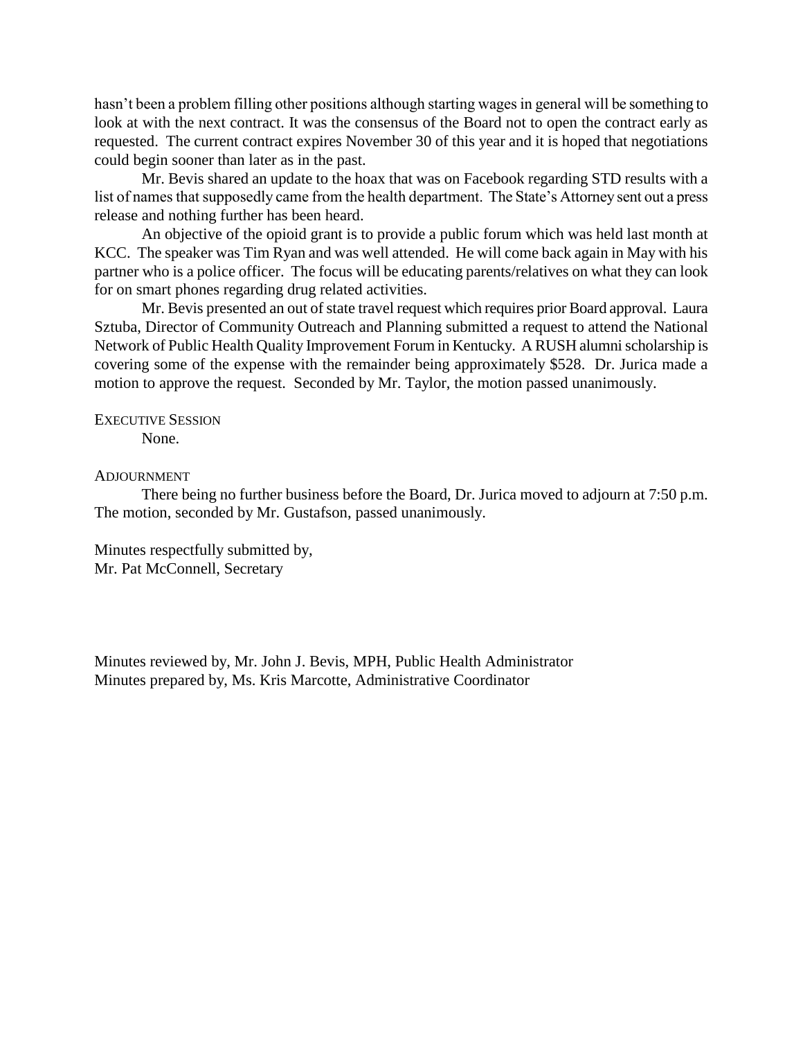hasn't been a problem filling other positions although starting wages in general will be something to look at with the next contract. It was the consensus of the Board not to open the contract early as requested. The current contract expires November 30 of this year and it is hoped that negotiations could begin sooner than later as in the past.

Mr. Bevis shared an update to the hoax that was on Facebook regarding STD results with a list of names that supposedly came from the health department. The State's Attorney sent out a press release and nothing further has been heard.

An objective of the opioid grant is to provide a public forum which was held last month at KCC. The speaker was Tim Ryan and was well attended. He will come back again in May with his partner who is a police officer. The focus will be educating parents/relatives on what they can look for on smart phones regarding drug related activities.

Mr. Bevis presented an out of state travel request which requires prior Board approval. Laura Sztuba, Director of Community Outreach and Planning submitted a request to attend the National Network of Public Health Quality Improvement Forum in Kentucky. A RUSH alumni scholarship is covering some of the expense with the remainder being approximately $528. Dr. Jurica made a motion to approve the request. Seconded by Mr. Taylor, the motion passed unanimously.

EXECUTIVE SESSION

None.

ADJOURNMENT

There being no further business before the Board, Dr. Jurica moved to adjourn at 7:50 p.m. The motion, seconded by Mr. Gustafson, passed unanimously.

Minutes respectfully submitted by,
Mr. Pat McConnell, Secretary

Minutes reviewed by, Mr. John J. Bevis, MPH, Public Health Administrator
Minutes prepared by, Ms. Kris Marcotte, Administrative Coordinator